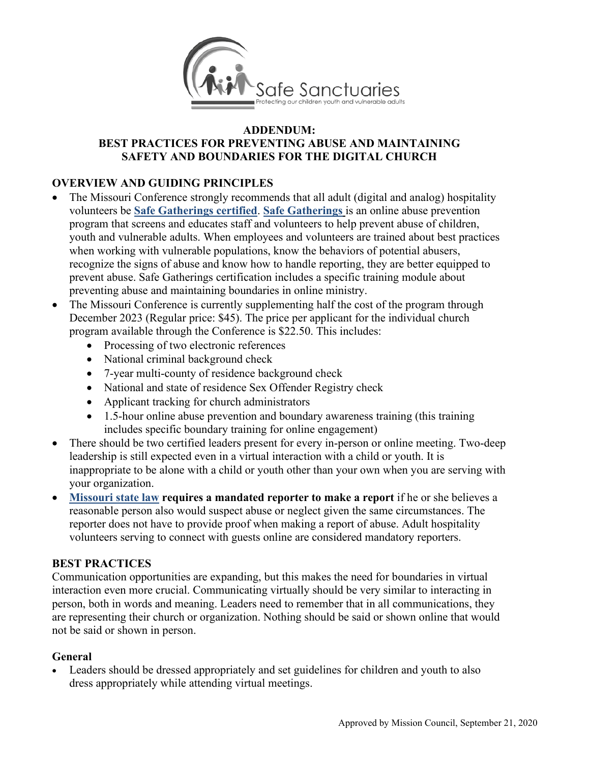Safe Sanctuaries

Protecting our children youth and vulnerable adults

# ADDENDUM: BEST PRACTICES FOR PREVENTING ABUSE AND MAINTAINING SAFETY AND BOUNDARIES FOR THE DIGITAL CHURCH

## OVERVIEW AND GUIDING PRINCIPLES

- The Missouri Conference strongly recommends that all adult (digital and analog) hospitality volunteers be **Safe Gatherings certified**. **Safe Gatherings** is an online abuse prevention program that screens and educates staff and volunteers to help prevent abuse of children, youth and vulnerable adults. When employees and volunteers are trained about best practices when working with vulnerable populations, know the behaviors of potential abusers, recognize the signs of abuse and know how to handle reporting, they are better equipped to prevent abuse. Safe Gatherings certification includes a specific training module about preventing abuse and maintaining boundaries in online ministry.
- The Missouri Conference is currently supplementing half the cost of the program through December 2023 (Regular price: $45). The price per applicant for the individual church program available through the Conference is $22.50. This includes:
  - Processing of two electronic references
  - National criminal background check
  - 7-year multi-county of residence background check
  - National and state of residence Sex Offender Registry check
  - Applicant tracking for church administrators
  - 1.5-hour online abuse prevention and boundary awareness training (this training includes specific boundary training for online engagement)
- There should be two certified leaders present for every in-person or online meeting. Two-deep leadership is still expected even in a virtual interaction with a child or youth. It is inappropriate to be alone with a child or youth other than your own when you are serving with your organization.
- **Missouri state law requires a mandated reporter to make a report** if he or she believes a reasonable person also would suspect abuse or neglect given the same circumstances. The reporter does not have to provide proof when making a report of abuse. Adult hospitality volunteers serving to connect with guests online are considered mandatory reporters.

## BEST PRACTICES

Communication opportunities are expanding, but this makes the need for boundaries in virtual interaction even more crucial. Communicating virtually should be very similar to interacting in person, both in words and meaning. Leaders need to remember that in all communications, they are representing their church or organization. Nothing should be said or shown online that would not be said or shown in person.

### General

- Leaders should be dressed appropriately and set guidelines for children and youth to also dress appropriately while attending virtual meetings.

Approved by Mission Council, September 21, 2020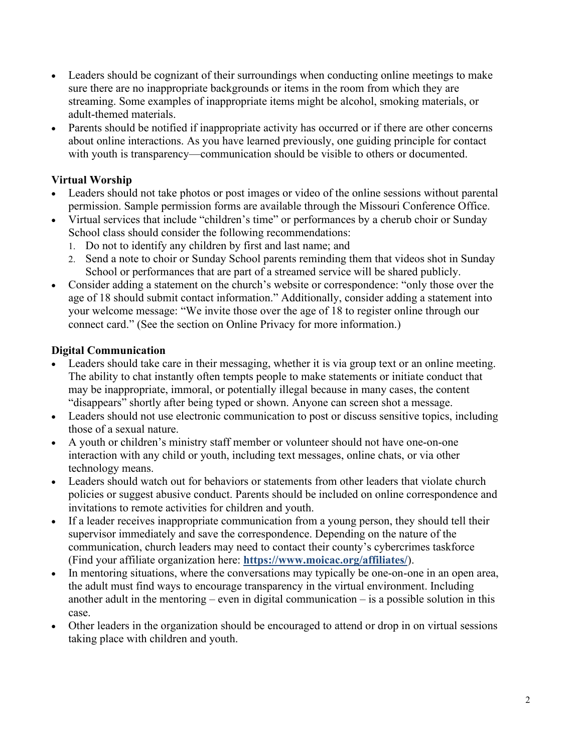- Leaders should be cognizant of their surroundings when conducting online meetings to make sure there are no inappropriate backgrounds or items in the room from which they are streaming. Some examples of inappropriate items might be alcohol, smoking materials, or adult-themed materials.
- Parents should be notified if inappropriate activity has occurred or if there are other concerns about online interactions. As you have learned previously, one guiding principle for contact with youth is transparency—communication should be visible to others or documented.

**Virtual Worship**

- Leaders should not take photos or post images or video of the online sessions without parental permission. Sample permission forms are available through the Missouri Conference Office.
- Virtual services that include "children's time" or performances by a cherub choir or Sunday School class should consider the following recommendations:
  1. Do not to identify any children by first and last name; and
  2. Send a note to choir or Sunday School parents reminding them that videos shot in Sunday School or performances that are part of a streamed service will be shared publicly.
- Consider adding a statement on the church's website or correspondence: "only those over the age of 18 should submit contact information." Additionally, consider adding a statement into your welcome message: "We invite those over the age of 18 to register online through our connect card." (See the section on Online Privacy for more information.)

**Digital Communication**

- Leaders should take care in their messaging, whether it is via group text or an online meeting. The ability to chat instantly often tempts people to make statements or initiate conduct that may be inappropriate, immoral, or potentially illegal because in many cases, the content "disappears" shortly after being typed or shown. Anyone can screen shot a message.
- Leaders should not use electronic communication to post or discuss sensitive topics, including those of a sexual nature.
- A youth or children's ministry staff member or volunteer should not have one-on-one interaction with any child or youth, including text messages, online chats, or via other technology means.
- Leaders should watch out for behaviors or statements from other leaders that violate church policies or suggest abusive conduct. Parents should be included on online correspondence and invitations to remote activities for children and youth.
- If a leader receives inappropriate communication from a young person, they should tell their supervisor immediately and save the correspondence. Depending on the nature of the communication, church leaders may need to contact their county's cybercrimes taskforce (Find your affiliate organization here: **https://www.moicac.org/affiliates/**).
- In mentoring situations, where the conversations may typically be one-on-one in an open area, the adult must find ways to encourage transparency in the virtual environment. Including another adult in the mentoring – even in digital communication – is a possible solution in this case.
- Other leaders in the organization should be encouraged to attend or drop in on virtual sessions taking place with children and youth.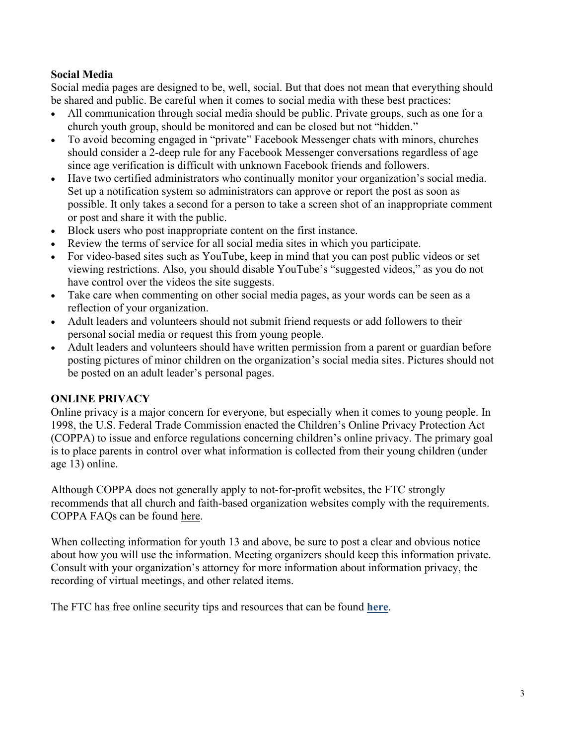**Social Media**

Social media pages are designed to be, well, social. But that does not mean that everything should be shared and public. Be careful when it comes to social media with these best practices:

- All communication through social media should be public. Private groups, such as one for a church youth group, should be monitored and can be closed but not "hidden."
- To avoid becoming engaged in "private" Facebook Messenger chats with minors, churches should consider a 2-deep rule for any Facebook Messenger conversations regardless of age since age verification is difficult with unknown Facebook friends and followers.
- Have two certified administrators who continually monitor your organization's social media. Set up a notification system so administrators can approve or report the post as soon as possible. It only takes a second for a person to take a screen shot of an inappropriate comment or post and share it with the public.
- Block users who post inappropriate content on the first instance.
- Review the terms of service for all social media sites in which you participate.
- For video-based sites such as YouTube, keep in mind that you can post public videos or set viewing restrictions. Also, you should disable YouTube's "suggested videos," as you do not have control over the videos the site suggests.
- Take care when commenting on other social media pages, as your words can be seen as a reflection of your organization.
- Adult leaders and volunteers should not submit friend requests or add followers to their personal social media or request this from young people.
- Adult leaders and volunteers should have written permission from a parent or guardian before posting pictures of minor children on the organization's social media sites. Pictures should not be posted on an adult leader's personal pages.

## ONLINE PRIVACY

Online privacy is a major concern for everyone, but especially when it comes to young people. In 1998, the U.S. Federal Trade Commission enacted the Children's Online Privacy Protection Act (COPPA) to issue and enforce regulations concerning children's online privacy. The primary goal is to place parents in control over what information is collected from their young children (under age 13) online.

Although COPPA does not generally apply to not-for-profit websites, the FTC strongly recommends that all church and faith-based organization websites comply with the requirements. COPPA FAQs can be found here.

When collecting information for youth 13 and above, be sure to post a clear and obvious notice about how you will use the information. Meeting organizers should keep this information private. Consult with your organization's attorney for more information about information privacy, the recording of virtual meetings, and other related items.

The FTC has free online security tips and resources that can be found **here**.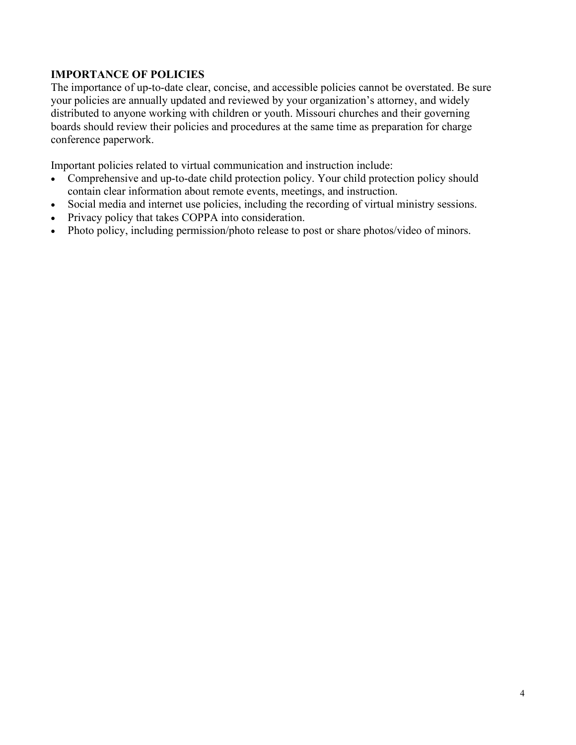**IMPORTANCE OF POLICIES**

The importance of up-to-date clear, concise, and accessible policies cannot be overstated. Be sure your policies are annually updated and reviewed by your organization's attorney, and widely distributed to anyone working with children or youth. Missouri churches and their governing boards should review their policies and procedures at the same time as preparation for charge conference paperwork.

Important policies related to virtual communication and instruction include:

- Comprehensive and up-to-date child protection policy. Your child protection policy should contain clear information about remote events, meetings, and instruction.
- Social media and internet use policies, including the recording of virtual ministry sessions.
- Privacy policy that takes COPPA into consideration.
- Photo policy, including permission/photo release to post or share photos/video of minors.